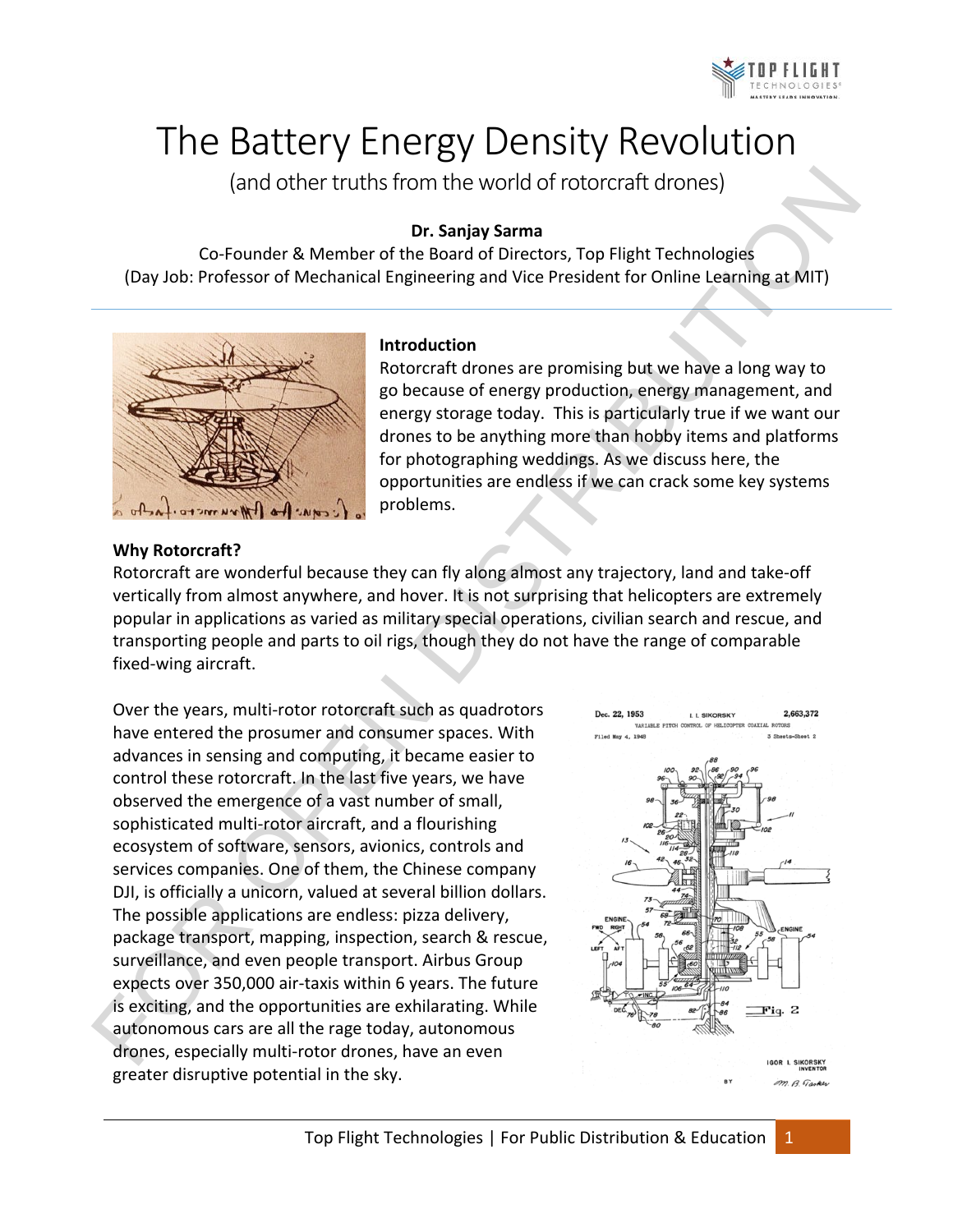# The Battery Energy Density Revolution

(and other truths from the world of rotorcraft drones)

**Dr. Sanjay Sarma**

Co-Founder & Member of the Board of Directors, Top Flight Technologies
(Day Job: Professor of Mechanical Engineering and Vice President for Online Learning at MIT)

### Introduction

Rotorcraft drones are promising but we have a long way to go because of energy production, energy management, and energy storage today. This is particularly true if we want our drones to be anything more than hobby items and platforms for photographing weddings. As we discuss here, the opportunities are endless if we can crack some key systems problems.

### Why Rotorcraft?

Rotorcraft are wonderful because they can fly along almost any trajectory, land and take-off vertically from almost anywhere, and hover. It is not surprising that helicopters are extremely popular in applications as varied as military special operations, civilian search and rescue, and transporting people and parts to oil rigs, though they do not have the range of comparable fixed-wing aircraft.

Over the years, multi-rotor rotorcraft such as quadrotors have entered the prosumer and consumer spaces. With advances in sensing and computing, it became easier to control these rotorcraft. In the last five years, we have observed the emergence of a vast number of small, sophisticated multi-rotor aircraft, and a flourishing ecosystem of software, sensors, avionics, controls and services companies. One of them, the Chinese company DJI, is officially a unicorn, valued at several billion dollars. The possible applications are endless: pizza delivery, package transport, mapping, inspection, search & rescue, surveillance, and even people transport. Airbus Group expects over 350,000 air-taxis within 6 years. The future is exciting, and the opportunities are exhilarating. While autonomous cars are all the rage today, autonomous drones, especially multi-rotor drones, have an even greater disruptive potential in the sky.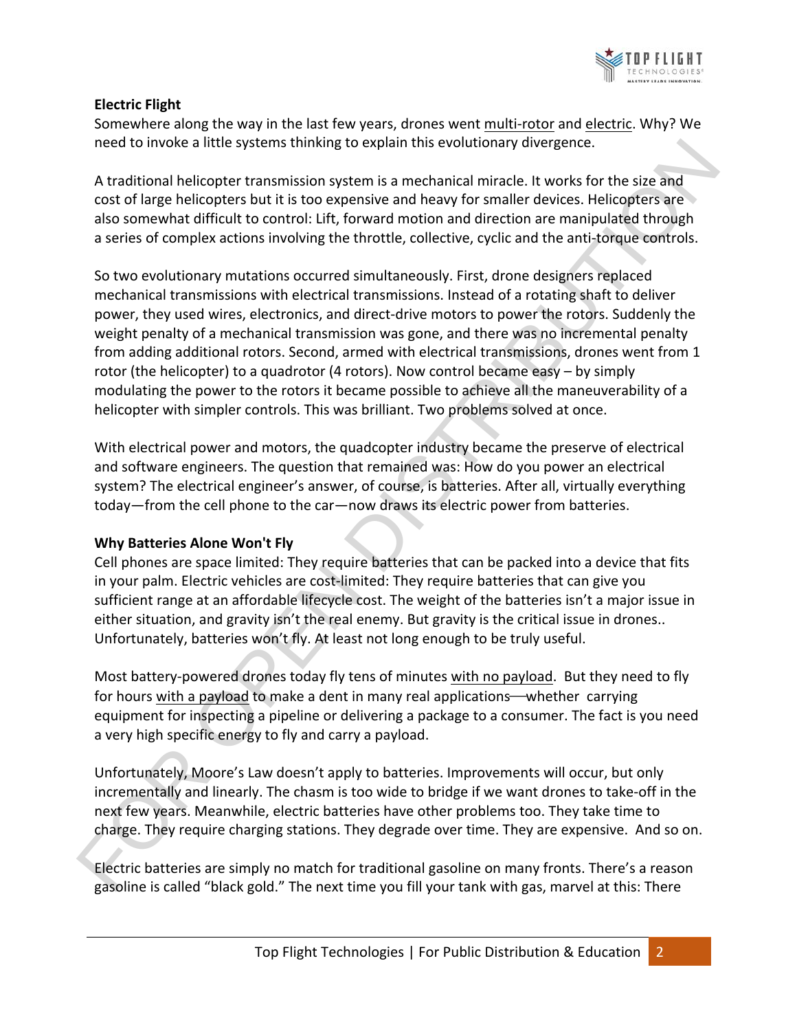**Electric Flight**

Somewhere along the way in the last few years, drones went multi-rotor and electric. Why? We need to invoke a little systems thinking to explain this evolutionary divergence.

A traditional helicopter transmission system is a mechanical miracle. It works for the size and cost of large helicopters but it is too expensive and heavy for smaller devices. Helicopters are also somewhat difficult to control: Lift, forward motion and direction are manipulated through a series of complex actions involving the throttle, collective, cyclic and the anti-torque controls.

So two evolutionary mutations occurred simultaneously. First, drone designers replaced mechanical transmissions with electrical transmissions. Instead of a rotating shaft to deliver power, they used wires, electronics, and direct-drive motors to power the rotors. Suddenly the weight penalty of a mechanical transmission was gone, and there was no incremental penalty from adding additional rotors. Second, armed with electrical transmissions, drones went from 1 rotor (the helicopter) to a quadrotor (4 rotors). Now control became easy – by simply modulating the power to the rotors it became possible to achieve all the maneuverability of a helicopter with simpler controls. This was brilliant. Two problems solved at once.

With electrical power and motors, the quadcopter industry became the preserve of electrical and software engineers. The question that remained was: How do you power an electrical system? The electrical engineer's answer, of course, is batteries. After all, virtually everything today—from the cell phone to the car—now draws its electric power from batteries.

**Why Batteries Alone Won't Fly**

Cell phones are space limited: They require batteries that can be packed into a device that fits in your palm. Electric vehicles are cost-limited: They require batteries that can give you sufficient range at an affordable lifecycle cost. The weight of the batteries isn't a major issue in either situation, and gravity isn't the real enemy. But gravity is the critical issue in drones.. Unfortunately, batteries won't fly. At least not long enough to be truly useful.

Most battery-powered drones today fly tens of minutes with no payload. But they need to fly for hours with a payload to make a dent in many real applications—whether carrying equipment for inspecting a pipeline or delivering a package to a consumer. The fact is you need a very high specific energy to fly and carry a payload.

Unfortunately, Moore's Law doesn't apply to batteries. Improvements will occur, but only incrementally and linearly. The chasm is too wide to bridge if we want drones to take-off in the next few years. Meanwhile, electric batteries have other problems too. They take time to charge. They require charging stations. They degrade over time. They are expensive. And so on.

Electric batteries are simply no match for traditional gasoline on many fronts. There's a reason gasoline is called "black gold." The next time you fill your tank with gas, marvel at this: There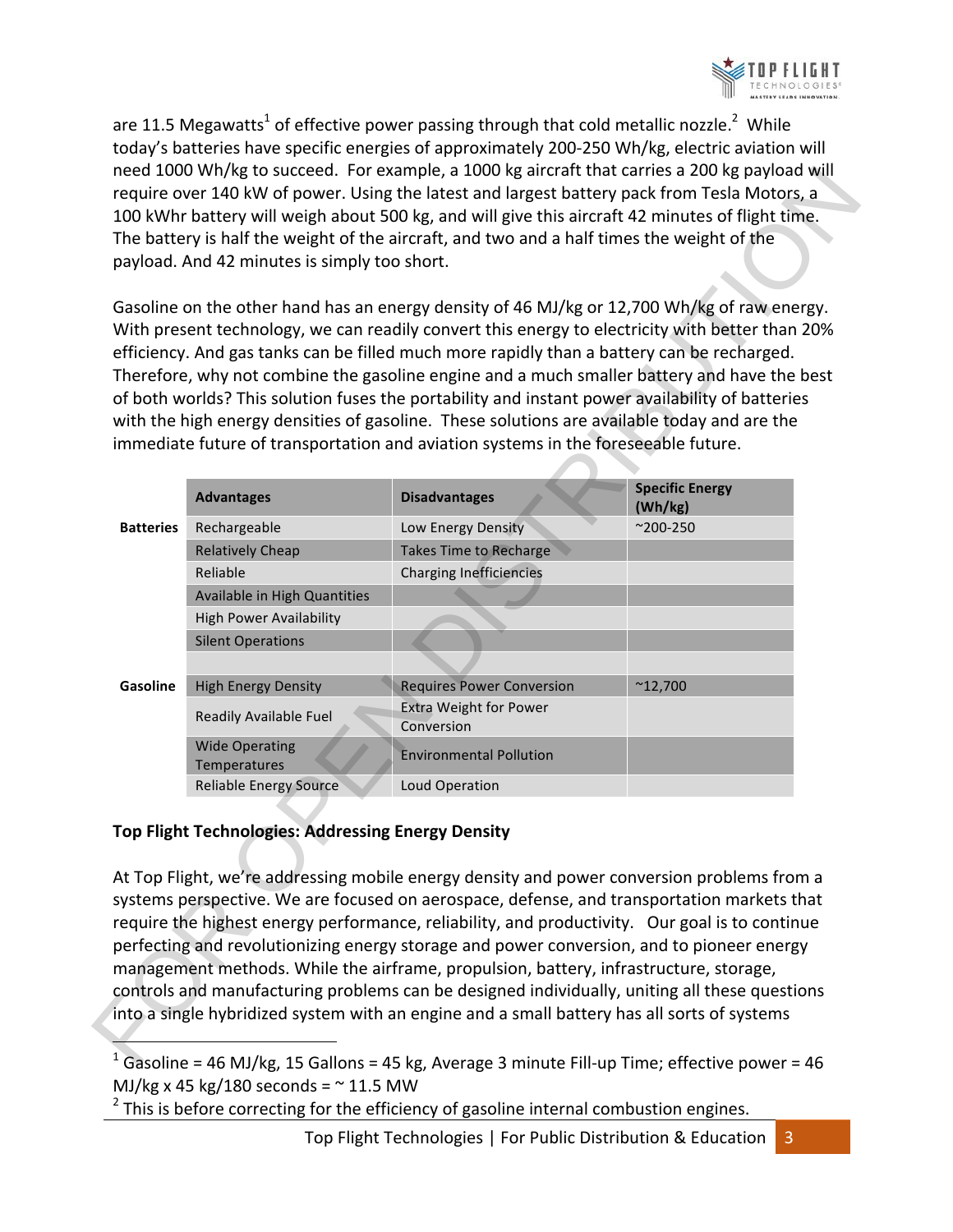are 11.5 Megawatts[1] of effective power passing through that cold metallic nozzle.[2] While today's batteries have specific energies of approximately 200-250 Wh/kg, electric aviation will need 1000 Wh/kg to succeed. For example, a 1000 kg aircraft that carries a 200 kg payload will require over 140 kW of power. Using the latest and largest battery pack from Tesla Motors, a 100 kWhr battery will weigh about 500 kg, and will give this aircraft 42 minutes of flight time. The battery is half the weight of the aircraft, and two and a half times the weight of the payload. And 42 minutes is simply too short.

Gasoline on the other hand has an energy density of 46 MJ/kg or 12,700 Wh/kg of raw energy. With present technology, we can readily convert this energy to electricity with better than 20% efficiency. And gas tanks can be filled much more rapidly than a battery can be recharged. Therefore, why not combine the gasoline engine and a much smaller battery and have the best of both worlds? This solution fuses the portability and instant power availability of batteries with the high energy densities of gasoline. These solutions are available today and are the immediate future of transportation and aviation systems in the foreseeable future.

| | Advantages | Disadvantages | Specific Energy (Wh/kg) |
|---|---|---|---|
| **Batteries** | Rechargeable | Low Energy Density | ~200-250 |
| | Relatively Cheap | Takes Time to Recharge | |
| | Reliable | Charging Inefficiencies | |
| | Available in High Quantities | | |
| | High Power Availability | | |
| | Silent Operations | | |
| | | | |
| **Gasoline** | High Energy Density | Requires Power Conversion | ~12,700 |
| | Readily Available Fuel | Extra Weight for Power Conversion | |
| | Wide Operating Temperatures | Environmental Pollution | |
| | Reliable Energy Source | Loud Operation | |

**Top Flight Technologies: Addressing Energy Density**

At Top Flight, we're addressing mobile energy density and power conversion problems from a systems perspective. We are focused on aerospace, defense, and transportation markets that require the highest energy performance, reliability, and productivity. Our goal is to continue perfecting and revolutionizing energy storage and power conversion, and to pioneer energy management methods. While the airframe, propulsion, battery, infrastructure, storage, controls and manufacturing problems can be designed individually, uniting all these questions into a single hybridized system with an engine and a small battery has all sorts of systems

---

[1] Gasoline = 46 MJ/kg, 15 Gallons = 45 kg, Average 3 minute Fill-up Time; effective power = 46 MJ/kg x 45 kg/180 seconds = ~ 11.5 MW

[2] This is before correcting for the efficiency of gasoline internal combustion engines.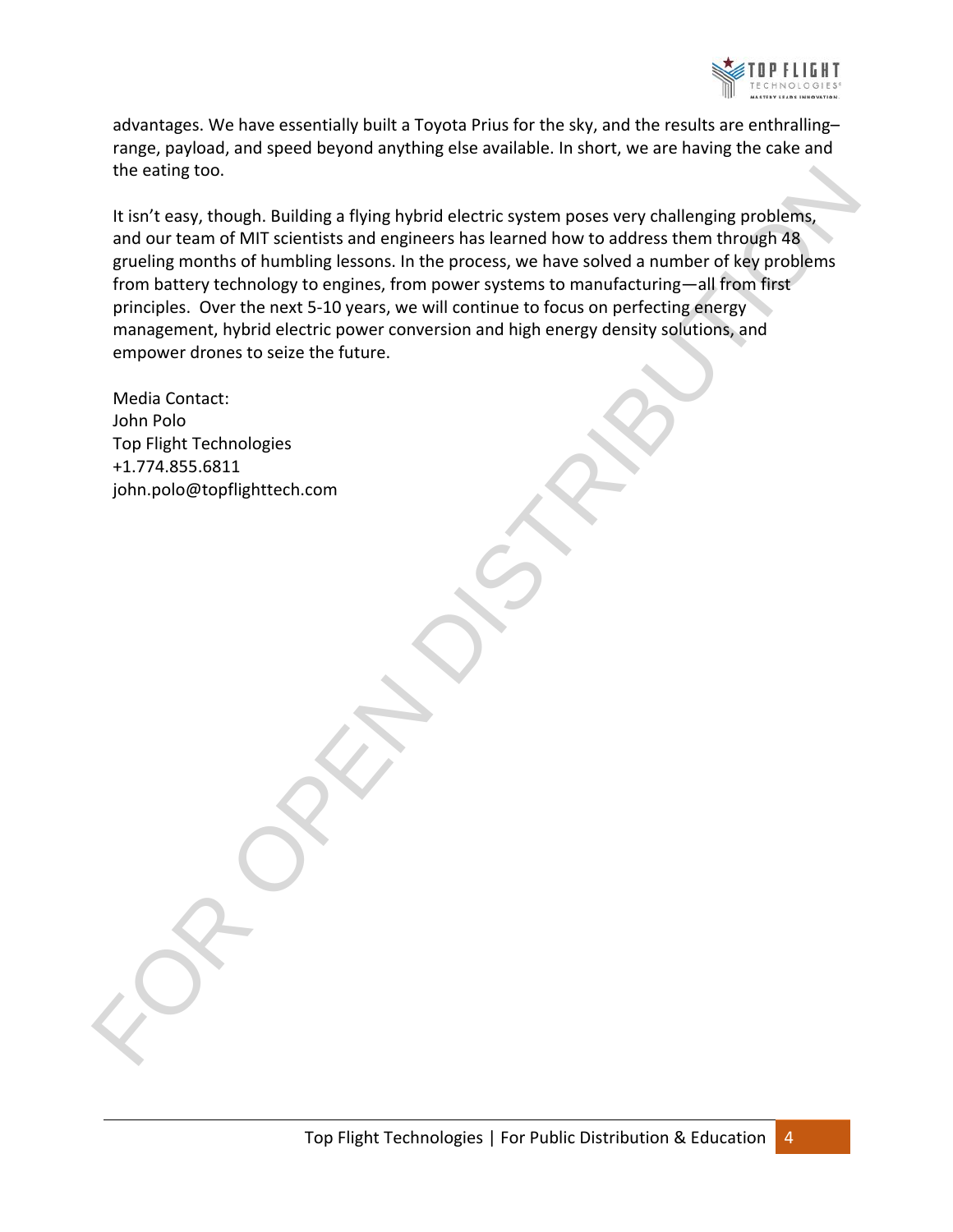advantages. We have essentially built a Toyota Prius for the sky, and the results are enthralling–range, payload, and speed beyond anything else available. In short, we are having the cake and the eating too.

It isn't easy, though. Building a flying hybrid electric system poses very challenging problems, and our team of MIT scientists and engineers has learned how to address them through 48 grueling months of humbling lessons. In the process, we have solved a number of key problems from battery technology to engines, from power systems to manufacturing—all from first principles. Over the next 5-10 years, we will continue to focus on perfecting energy management, hybrid electric power conversion and high energy density solutions, and empower drones to seize the future.

Media Contact:
John Polo
Top Flight Technologies
+1.774.855.6811
john.polo@topflighttech.com